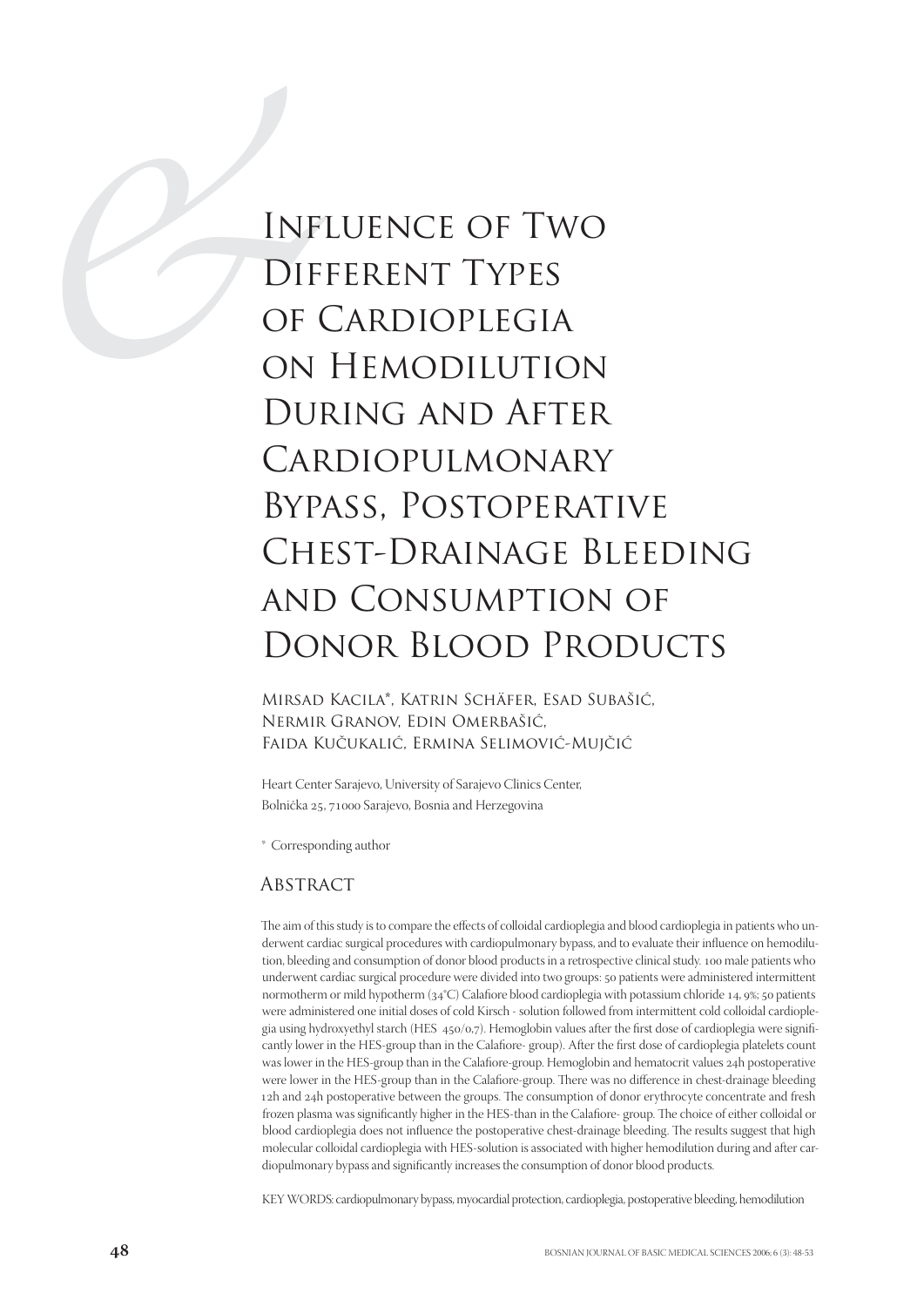# Influence of Two Different Types of Cardioplegia on Hemodilution During and After Cardiopulmonary Bypass, Postoperative Chest-Drainage Bleeding and Consumption of Donor Blood Products

Mirsad Kacila*, Katrin Schäfer, Esad Subašić, Nermir Granov, Edin Omerbašić, Faida Kučukalić, Ermina Selimović-Mujčić

Heart Center Sarajevo, University of Sarajevo Clinics Center, Bolnička 25, 71000 Sarajevo, Bosnia and Herzegovina

\* Corresponding author

## Abstract

The aim of this study is to compare the effects of colloidal cardioplegia and blood cardioplegia in patients who underwent cardiac surgical procedures with cardiopulmonary bypass, and to evaluate their influence on hemodilution, bleeding and consumption of donor blood products in a retrospective clinical study. 100 male patients who underwent cardiac surgical procedure were divided into two groups: 50 patients were administered intermittent normotherm or mild hypotherm (34°C) Calafiore blood cardioplegia with potassium chloride 14, 9%; 50 patients were administered one initial doses of cold Kirsch - solution followed from intermittent cold colloidal cardioplegia using hydroxyethyl starch (HES 450/0,7). Hemoglobin values after the first dose of cardioplegia were significantly lower in the HES-group than in the Calafiore- group). After the first dose of cardioplegia platelets count was lower in the HES-group than in the Calafiore-group. Hemoglobin and hematocrit values 24h postoperative were lower in the HES-group than in the Calafiore-group. There was no difference in chest-drainage bleeding 12h and 24h postoperative between the groups. The consumption of donor erythrocyte concentrate and fresh frozen plasma was significantly higher in the HES-than in the Calafiore- group. The choice of either colloidal or blood cardioplegia does not influence the postoperative chest-drainage bleeding. The results suggest that high molecular colloidal cardioplegia with HES-solution is associated with higher hemodilution during and after cardiopulmonary bypass and significantly increases the consumption of donor blood products.

KEY WORDS: cardiopulmonary bypass, myocardial protection, cardioplegia, postoperative bleeding, hemodilution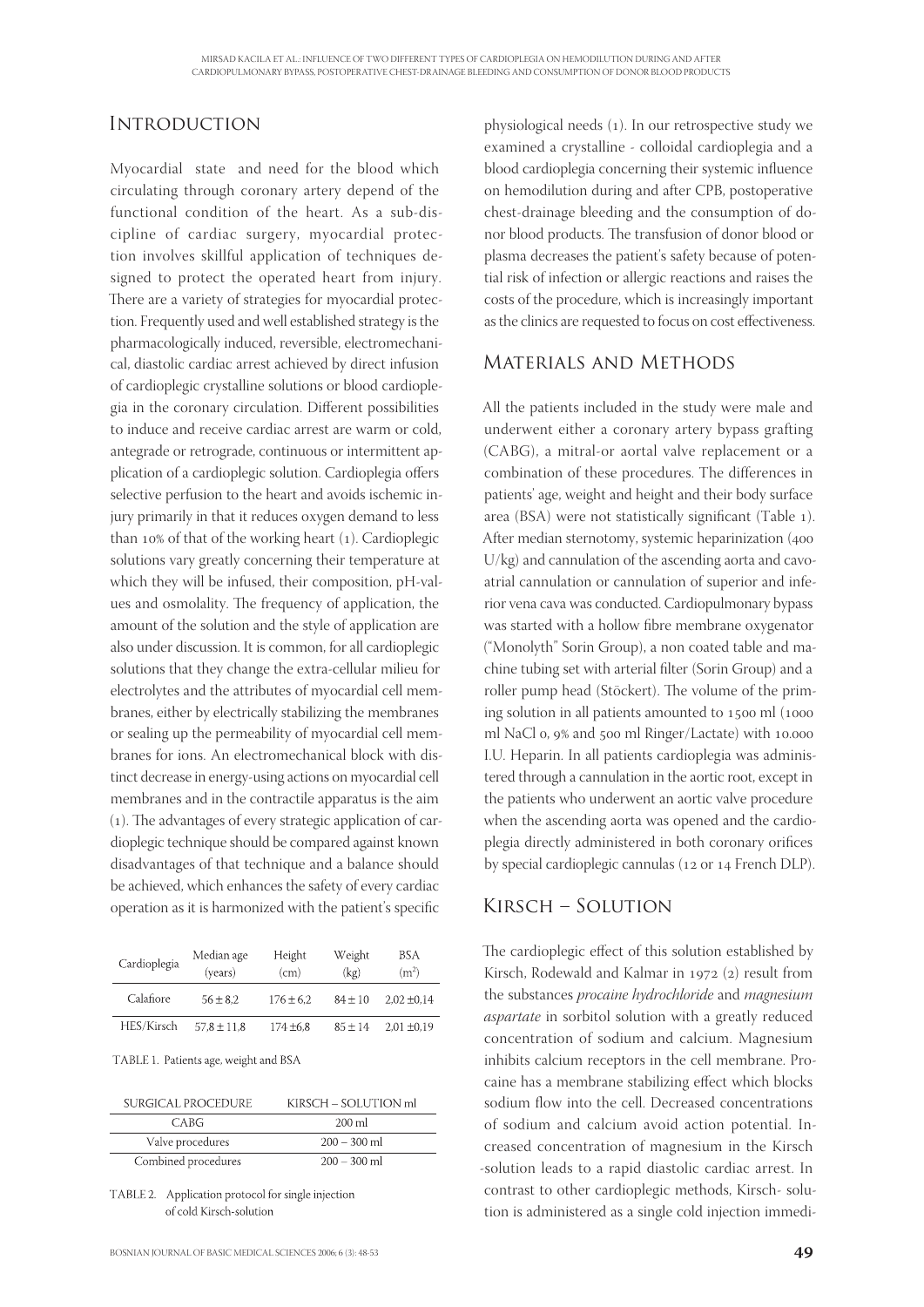## Introduction

Myocardial state and need for the blood which circulating through coronary artery depend of the functional condition of the heart. As a sub-discipline of cardiac surgery, myocardial protection involves skillful application of techniques designed to protect the operated heart from injury. There are a variety of strategies for myocardial protection. Frequently used and well established strategy is the pharmacologically induced, reversible, electromechanical, diastolic cardiac arrest achieved by direct infusion of cardioplegic crystalline solutions or blood cardioplegia in the coronary circulation. Different possibilities to induce and receive cardiac arrest are warm or cold, antegrade or retrograde, continuous or intermittent application of a cardioplegic solution. Cardioplegia offers selective perfusion to the heart and avoids ischemic injury primarily in that it reduces oxygen demand to less than 10% of that of the working heart (1). Cardioplegic solutions vary greatly concerning their temperature at which they will be infused, their composition, pH-values and osmolality. The frequency of application, the amount of the solution and the style of application are also under discussion. It is common, for all cardioplegic solutions that they change the extra-cellular milieu for electrolytes and the attributes of myocardial cell membranes, either by electrically stabilizing the membranes or sealing up the permeability of myocardial cell membranes for ions. An electromechanical block with distinct decrease in energy-using actions on myocardial cell membranes and in the contractile apparatus is the aim (1). The advantages of every strategic application of cardioplegic technique should be compared against known disadvantages of that technique and a balance should be achieved, which enhances the safety of every cardiac operation as it is harmonized with the patient's specific physiological needs (1). In our retrospective study we examined a crystalline - colloidal cardioplegia and a blood cardioplegia concerning their systemic influence on hemodilution during and after CPB, postoperative chest-drainage bleeding and the consumption of donor blood products. The transfusion of donor blood or plasma decreases the patient's safety because of potential risk of infection or allergic reactions and raises the costs of the procedure, which is increasingly important as the clinics are requested to focus on cost effectiveness.

| Cardioplegia | Median age (years) | Height (cm) | Weight (kg) | BSA ($m^2$) |
|---|---|---|---|---|
| Calafiore | 56 ± 8,2 | 176 ± 6,2 | 84 ± 10 | 2,02 ±0,14 |
| HES/Kirsch | 57,8 ± 11,8 | 174 ±6,8 | 85 ± 14 | 2,01 ±0,19 |

TABLE 1. Patients age, weight and BSA

| SURGICAL PROCEDURE | KIRSCH – SOLUTION ml |
|---|---|
| CABG | 200 ml |
| Valve procedures | 200 – 300 ml |
| Combined procedures | 200 – 300 ml |

TABLE 2. Application protocol for single injection of cold Kirsch-solution

## Materials and Methods

All the patients included in the study were male and underwent either a coronary artery bypass grafting (CABG), a mitral-or aortal valve replacement or a combination of these procedures. The differences in patients' age, weight and height and their body surface area (BSA) were not statistically significant (Table 1). After median sternotomy, systemic heparinization (400 U/kg) and cannulation of the ascending aorta and cavo-atrial cannulation or cannulation of superior and inferior vena cava was conducted. Cardiopulmonary bypass was started with a hollow fibre membrane oxygenator ("Monolyth" Sorin Group), a non coated table and machine tubing set with arterial filter (Sorin Group) and a roller pump head (Stöckert). The volume of the priming solution in all patients amounted to 1500 ml (1000 ml NaCl 0, 9% and 500 ml Ringer/Lactate) with 10.000 I.U. Heparin. In all patients cardioplegia was administered through a cannulation in the aortic root, except in the patients who underwent an aortic valve procedure when the ascending aorta was opened and the cardioplegia directly administered in both coronary orifices by special cardioplegic cannulas (12 or 14 French DLP).

## Kirsch – Solution

The cardioplegic effect of this solution established by Kirsch, Rodewald and Kalmar in 1972 (2) result from the substances *procaine hydrochloride* and *magnesium aspartate* in sorbitol solution with a greatly reduced concentration of sodium and calcium. Magnesium inhibits calcium receptors in the cell membrane. Procaine has a membrane stabilizing effect which blocks sodium flow into the cell. Decreased concentrations of sodium and calcium avoid action potential. Increased concentration of magnesium in the Kirsch -solution leads to a rapid diastolic cardiac arrest. In contrast to other cardioplegic methods, Kirsch- solution is administered as a single cold injection immedi-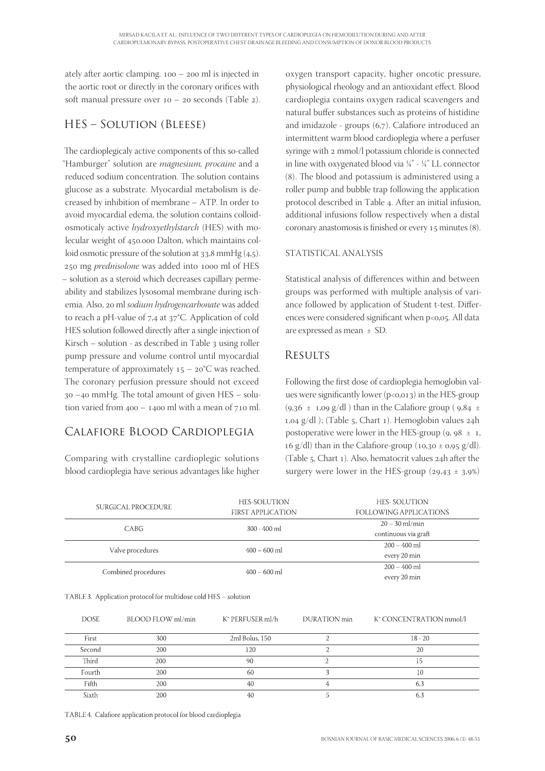ately after aortic clamping. 100 – 200 ml is injected in the aortic root or directly in the coronary orifices with soft manual pressure over 10 – 20 seconds (Table 2).

## HES – Solution (Bleese)

The cardioplegicaly active components of this so-called "Hamburger" solution are *magnesium, procaine* and a reduced sodium concentration. The solution contains glucose as a substrate. Myocardial metabolism is decreased by inhibition of membrane – ATP. In order to avoid myocardial edema, the solution contains colloid-osmoticaly active *hydroxyethylstarch* (HES) with molecular weight of 450.000 Dalton, which maintains colloid osmotic pressure of the solution at 33,8 mmHg (4,5). 250 mg *prednisolone* was added into 1000 ml of HES – solution as a steroid which decreases capillary permeability and stabilizes lysosomal membrane during ischemia. Also, 20 ml *sodium hydrogencarbonate* was added to reach a pH-value of 7,4 at 37°C. Application of cold HES solution followed directly after a single injection of Kirsch – solution - as described in Table 3 using roller pump pressure and volume control until myocardial temperature of approximately 15 – 20°C was reached. The coronary perfusion pressure should not exceed 30 –40 mmHg. The total amount of given HES – solution varied from 400 – 1400 ml with a mean of 710 ml.

## Calafiore Blood Cardioplegia

Comparing with crystalline cardioplegic solutions blood cardioplegia have serious advantages like higher oxygen transport capacity, higher oncotic pressure, physiological rheology and an antioxidant effect. Blood cardioplegia contains oxygen radical scavengers and natural buffer substances such as proteins of histidine and imidazole - groups (6,7). Calafiore introduced an intermittent warm blood cardioplegia where a perfuser syringe with 2 mmol/l potassium chloride is connected in line with oxygenated blood via ¼" - ¼" LL connector (8). The blood and potassium is administered using a roller pump and bubble trap following the application protocol described in Table 4. After an initial infusion, additional infusions follow respectively when a distal coronary anastomosis is finished or every 15 minutes (8).

### Statistical Analysis

Statistical analysis of differences within and between groups was performed with multiple analysis of variance followed by application of Student t-test. Differences were considered significant when $p<0,05$. All data are expressed as mean ± SD.

## Results

Following the first dose of cardioplegia hemoglobin values were significantly lower ($p<0,013$) in the HES-group (9,36 ± 1,09 g/dl ) than in the Calafiore group ( 9,84 ± 1,04 g/dl ); (Table 5, Chart 1). Hemoglobin values 24h postoperative were lower in the HES-group (9, 98 ± 1, 16 g/dl) than in the Calafiore-group (10,30 ± 0,95 g/dl). (Table 5, Chart 1). Also, hematocrit values 24h after the surgery were lower in the HES-group (29,43 ± 3,9%)

| SURGICAL PROCEDURE | HES-SOLUTION FIRST APPLICATION | HES- SOLUTION FOLLOWING APPLICATIONS |
|---|---|---|
| CABG | 300 - 400 ml | 20 – 30 ml/min continuous via graft |
| Valve procedures | 400 – 600 ml | 200 – 400 ml every 20 min |
| Combined procedures | 400 – 600 ml | 200 – 400 ml every 20 min |

TABLE 3. Application protocol for multidose cold HES – solution

| DOSE | BLOOD FLOW ml/min | $K^+$ PERFUSER ml/h | DURATION min | $K^+$ CONCENTRATION mmol/l |
|---|---|---|---|---|
| First | 300 | 2ml Bolus, 150 | 2 | 18 - 20 |
| Second | 200 | 120 | 2 | 20 |
| Third | 200 | 90 | 2 | 15 |
| Fourth | 200 | 60 | 3 | 10 |
| Fifth | 200 | 40 | 4 | 6,3 |
| Sixth | 200 | 40 | 5 | 6,3 |

TABLE 4. Calafiore application protocol for blood cardioplegia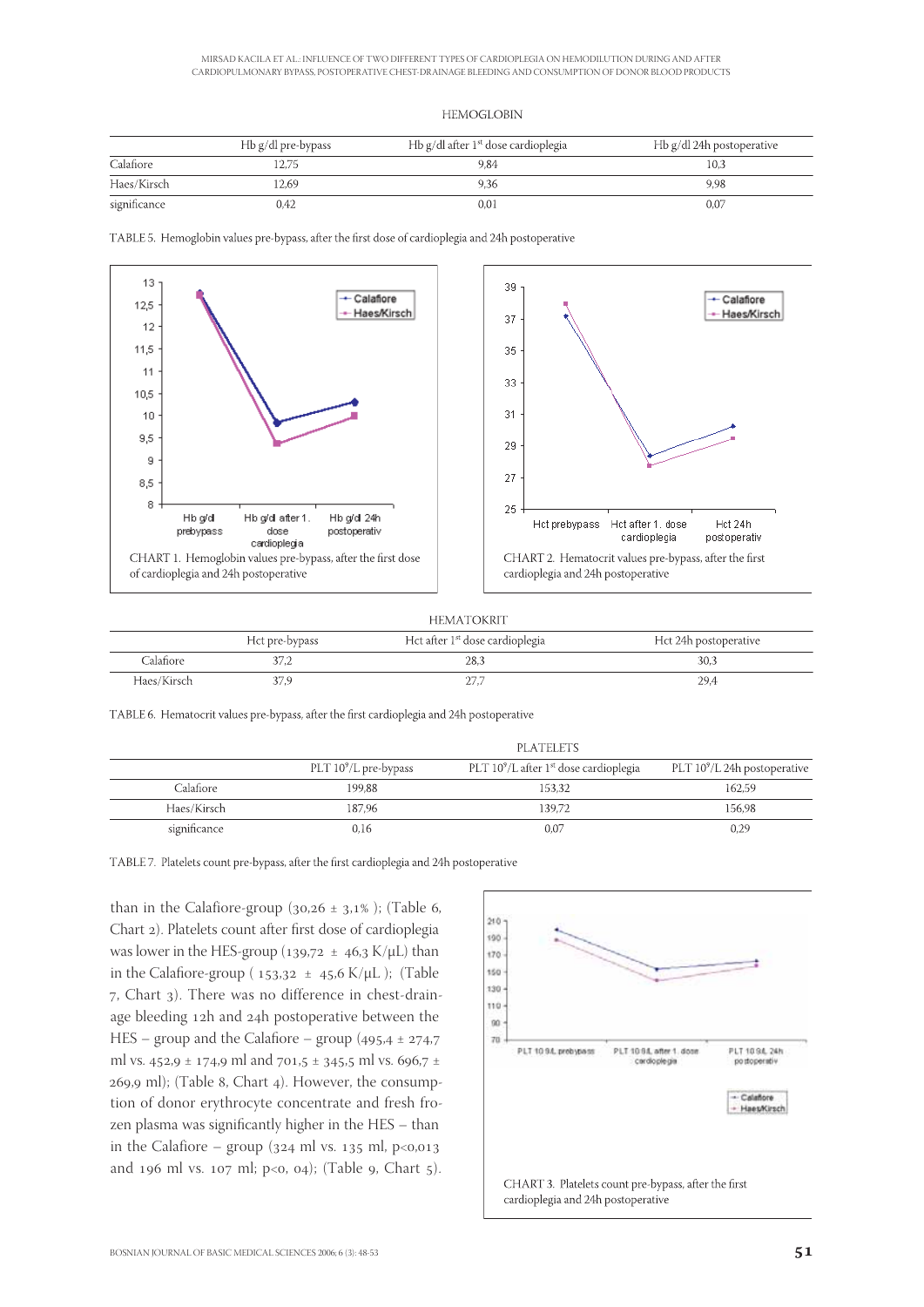HEMOGLOBIN

| | Hb g/dl pre-bypass | Hb g/dl after 1st dose cardioplegia | Hb g/dl 24h postoperative |
|---|---|---|---|
| Calafiore | 12,75 | 9,84 | 10,3 |
| Haes/Kirsch | 12,69 | 9,36 | 9,98 |
| significance | 0,42 | 0,01 | 0,07 |

TABLE 5. Hemoglobin values pre-bypass, after the first dose of cardioplegia and 24h postoperative

CHART 1. Hemoglobin values pre-bypass, after the first dose of cardioplegia and 24h postoperative

CHART 2. Hematocrit values pre-bypass, after the first cardioplegia and 24h postoperative

HEMATOKRIT

| | Hct pre-bypass | Hct after 1st dose cardioplegia | Hct 24h postoperative |
|---|---|---|---|
| Calafiore | 37,2 | 28,3 | 30,3 |
| Haes/Kirsch | 37,9 | 27,7 | 29,4 |

TABLE 6. Hematocrit values pre-bypass, after the first cardioplegia and 24h postoperative

PLATELETS

| | PLT $10^9$/L pre-bypass | PLT $10^9$/L after 1st dose cardioplegia | PLT $10^9$/L 24h postoperative |
|---|---|---|---|
| Calafiore | 199,88 | 153,32 | 162,59 |
| Haes/Kirsch | 187,96 | 139,72 | 156,98 |
| significance | 0,16 | 0,07 | 0,29 |

TABLE 7. Platelets count pre-bypass, after the first cardioplegia and 24h postoperative

than in the Calafiore-group (30,26 ± 3,1% ); (Table 6, Chart 2). Platelets count after first dose of cardioplegia was lower in the HES-group (139,72 ± 46,3 K/μL) than in the Calafiore-group ( 153,32 ± 45,6 K/μL ); (Table 7, Chart 3). There was no difference in chest-drainage bleeding 12h and 24h postoperative between the HES – group and the Calafiore – group (495,4 ± 274,7 ml vs. 452,9 ± 174,9 ml and 701,5 ± 345,5 ml vs. 696,7 ± 269,9 ml); (Table 8, Chart 4). However, the consumption of donor erythrocyte concentrate and fresh frozen plasma was significantly higher in the HES – than in the Calafiore – group (324 ml vs. 135 ml, p<0,013 and 196 ml vs. 107 ml; p<0, 04); (Table 9, Chart 5).

CHART 3. Platelets count pre-bypass, after the first cardioplegia and 24h postoperative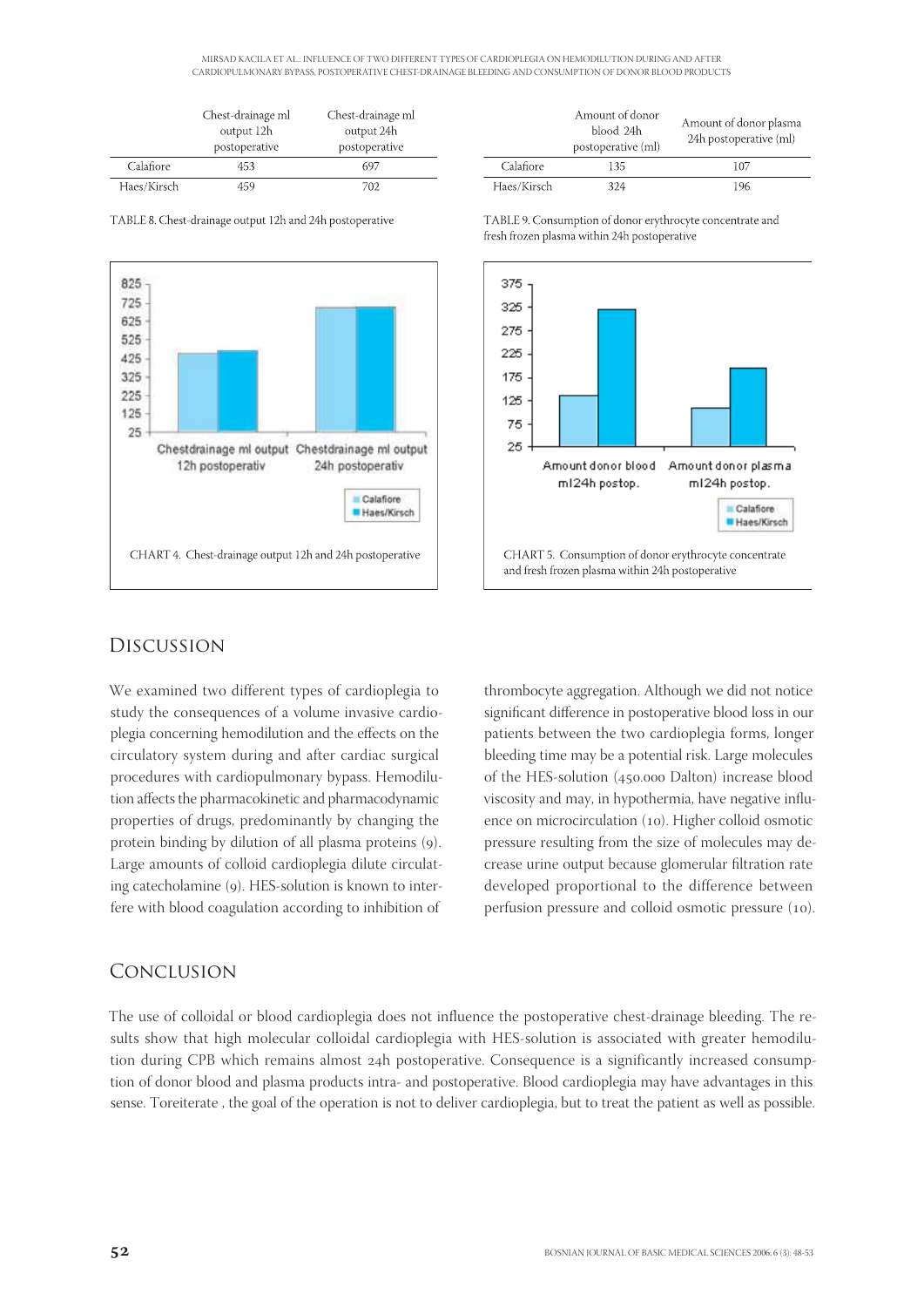| | Chest-drainage ml output 12h postoperative | Chest-drainage ml output 24h postoperative |
|---|---|---|
| Calafiore | 453 | 697 |
| Haes/Kirsch | 459 | 702 |

TABLE 8. Chest-drainage output 12h and 24h postoperative

| | Amount of donor blood 24h postoperative (ml) | Amount of donor plasma 24h postoperative (ml) |
|---|---|---|
| Calafiore | 135 | 107 |
| Haes/Kirsch | 324 | 196 |

TABLE 9. Consumption of donor erythrocyte concentrate and fresh frozen plasma within 24h postoperative

CHART 4. Chest-drainage output 12h and 24h postoperative

CHART 5. Consumption of donor erythrocyte concentrate and fresh frozen plasma within 24h postoperative

## Discussion

We examined two different types of cardioplegia to study the consequences of a volume invasive cardioplegia concerning hemodilution and the effects on the circulatory system during and after cardiac surgical procedures with cardiopulmonary bypass. Hemodilution affects the pharmacokinetic and pharmacodynamic properties of drugs, predominantly by changing the protein binding by dilution of all plasma proteins (9). Large amounts of colloid cardioplegia dilute circulating catecholamine (9). HES-solution is known to interfere with blood coagulation according to inhibition of thrombocyte aggregation. Although we did not notice significant difference in postoperative blood loss in our patients between the two cardioplegia forms, longer bleeding time may be a potential risk. Large molecules of the HES-solution (450.000 Dalton) increase blood viscosity and may, in hypothermia, have negative influence on microcirculation (10). Higher colloid osmotic pressure resulting from the size of molecules may decrease urine output because glomerular filtration rate developed proportional to the difference between perfusion pressure and colloid osmotic pressure (10).

## Conclusion

The use of colloidal or blood cardioplegia does not influence the postoperative chest-drainage bleeding. The results show that high molecular colloidal cardioplegia with HES-solution is associated with greater hemodilution during CPB which remains almost 24h postoperative. Consequence is a significantly increased consumption of donor blood and plasma products intra- and postoperative. Blood cardioplegia may have advantages in this sense. Toreiterate , the goal of the operation is not to deliver cardioplegia, but to treat the patient as well as possible.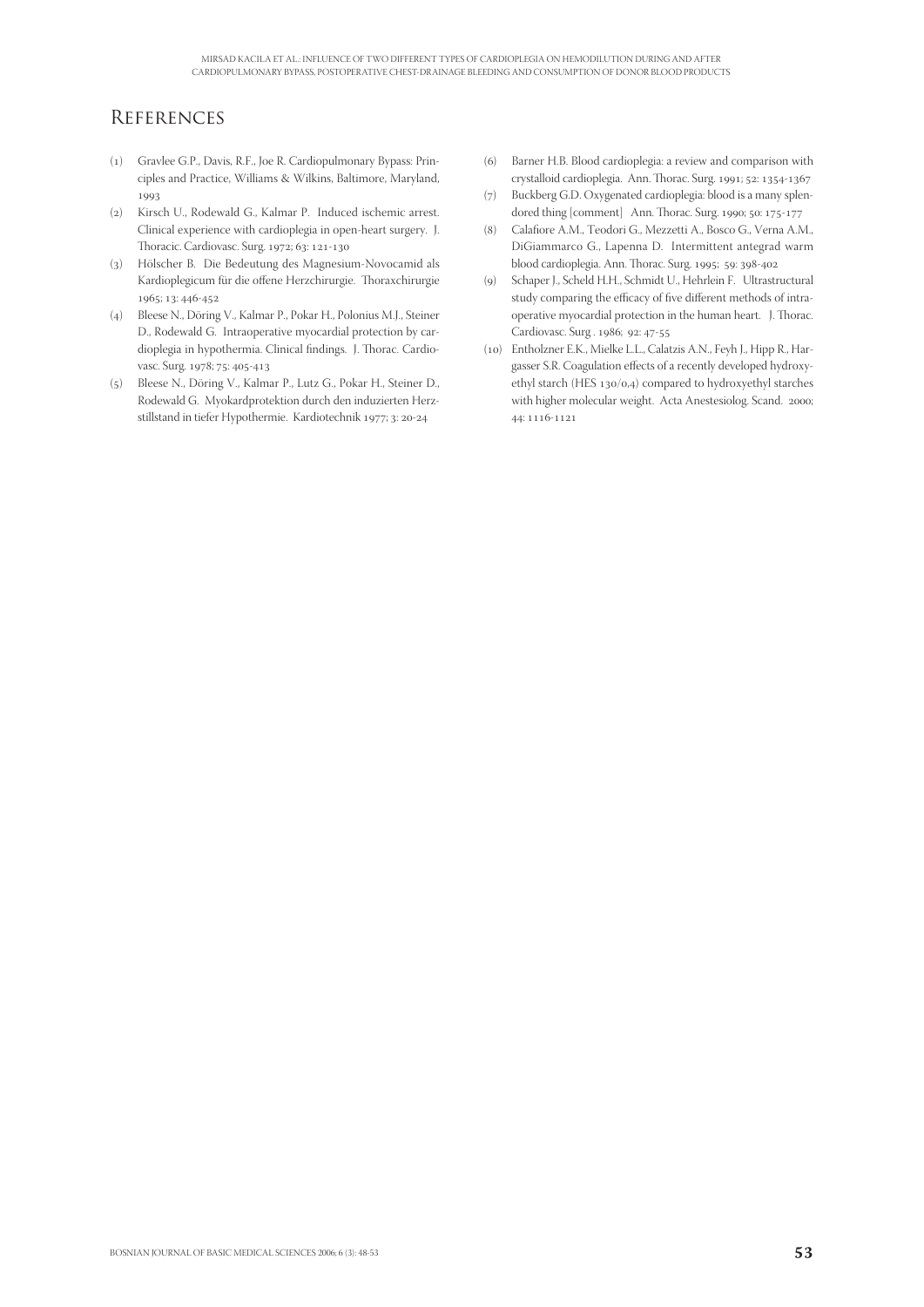## References

(1) Gravlee G.P., Davis, R.F., Joe R. Cardiopulmonary Bypass: Principles and Practice, Williams & Wilkins, Baltimore, Maryland, 1993

(2) Kirsch U., Rodewald G., Kalmar P. Induced ischemic arrest. Clinical experience with cardioplegia in open-heart surgery. J. Thoracic. Cardiovasc. Surg. 1972; 63: 121-130

(3) Hölscher B. Die Bedeutung des Magnesium-Novocamid als Kardioplegicum für die offene Herzchirurgie. Thoraxchirurgie 1965; 13: 446-452

(4) Bleese N., Döring V., Kalmar P., Pokar H., Polonius M.J., Steiner D., Rodewald G. Intraoperative myocardial protection by cardioplegia in hypothermia. Clinical findings. J. Thorac. Cardiovasc. Surg. 1978; 75: 405-413

(5) Bleese N., Döring V., Kalmar P., Lutz G., Pokar H., Steiner D., Rodewald G. Myokardprotektion durch den induzierten Herzstillstand in tiefer Hypothermie. Kardiotechnik 1977; 3: 20-24

(6) Barner H.B. Blood cardioplegia: a review and comparison with crystalloid cardioplegia. Ann. Thorac. Surg. 1991; 52: 1354-1367

(7) Buckberg G.D. Oxygenated cardioplegia: blood is a many splendored thing [comment] Ann. Thorac. Surg. 1990; 50: 175-177

(8) Calafiore A.M., Teodori G., Mezzetti A., Bosco G., Verna A.M., DiGiammarco G., Lapenna D. Intermittent antegrad warm blood cardioplegia. Ann. Thorac. Surg. 1995; 59: 398-402

(9) Schaper J., Scheld H.H., Schmidt U., Hehrlein F. Ultrastructural study comparing the efficacy of five different methods of intraoperative myocardial protection in the human heart. J. Thorac. Cardiovasc. Surg . 1986; 92: 47-55

(10) Entholzner E.K., Mielke L.L., Calatzis A.N., Feyh J., Hipp R., Hargasser S.R. Coagulation effects of a recently developed hydroxyethyl starch (HES 130/0,4) compared to hydroxyethyl starches with higher molecular weight. Acta Anestesiolog. Scand. 2000; 44: 1116-1121